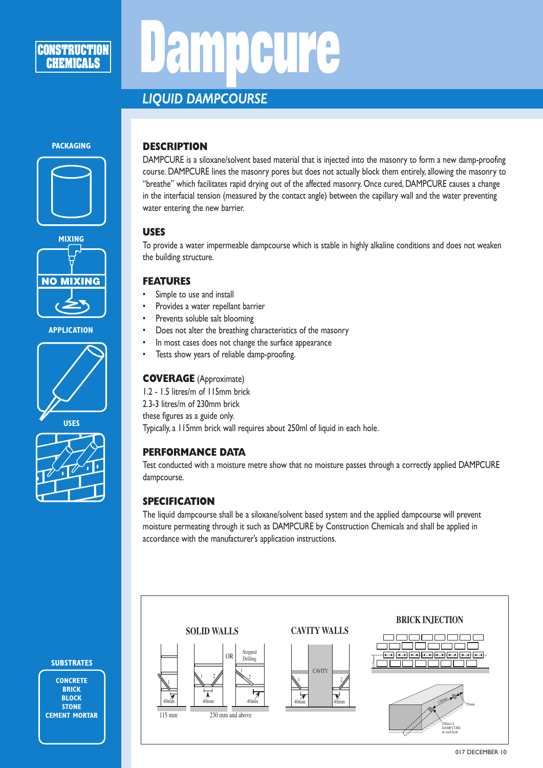CONSTRUCTION CHEMICALS

# Dampcure

## *LIQUID DAMPCOURSE*

PACKAGING

MIXING

NO MIXING

APPLICATION

USES

SUBSTRATES

CONCRETE
BRICK
BLOCK
STONE
CEMENT MORTAR

### DESCRIPTION

DAMPCURE is a siloxane/solvent based material that is injected into the masonry to form a new damp-proofing course. DAMPCURE lines the masonry pores but does not actually block them entirely, allowing the masonry to "breathe" which facilitates rapid drying out of the affected masonry. Once cured, DAMPCURE causes a change in the interfacial tension (measured by the contact angle) between the capillary wall and the water preventing water entering the new barrier.

### USES

To provide a water impermeable dampcourse which is stable in highly alkaline conditions and does not weaken the building structure.

### FEATURES

- Simple to use and install
- Provides a water repellant barrier
- Prevents soluble salt blooming
- Does not alter the breathing characteristics of the masonry
- In most cases does not change the surface appearance
- Tests show years of reliable damp-proofing.

### COVERAGE (Approximate)

1.2 - 1.5 litres/m of 115mm brick
2.3-3 litres/m of 230mm brick
these figures as a guide only.
Typically, a 115mm brick wall requires about 250ml of liquid in each hole.

### PERFORMANCE DATA

Test conducted with a moisture metre show that no moisture passes through a correctly applied DAMPCURE dampcourse.

### SPECIFICATION

The liquid dampcourse shall be a siloxane/solvent based system and the applied dampcourse will prevent moisture permeating through it such as DAMPCURE by Construction Chemicals and shall be applied in accordance with the manufacturer's application instructions.

SOLID WALLS

OR

Stepped Drilling

40mm 40mm 40mm

115 mm

230 mm and above

CAVITY WALLS

CAVITY

40mm 40mm

BRICK INJECTION

120mm

55mm

250ml of DAMPCURE in each hole

017 DECEMBER 10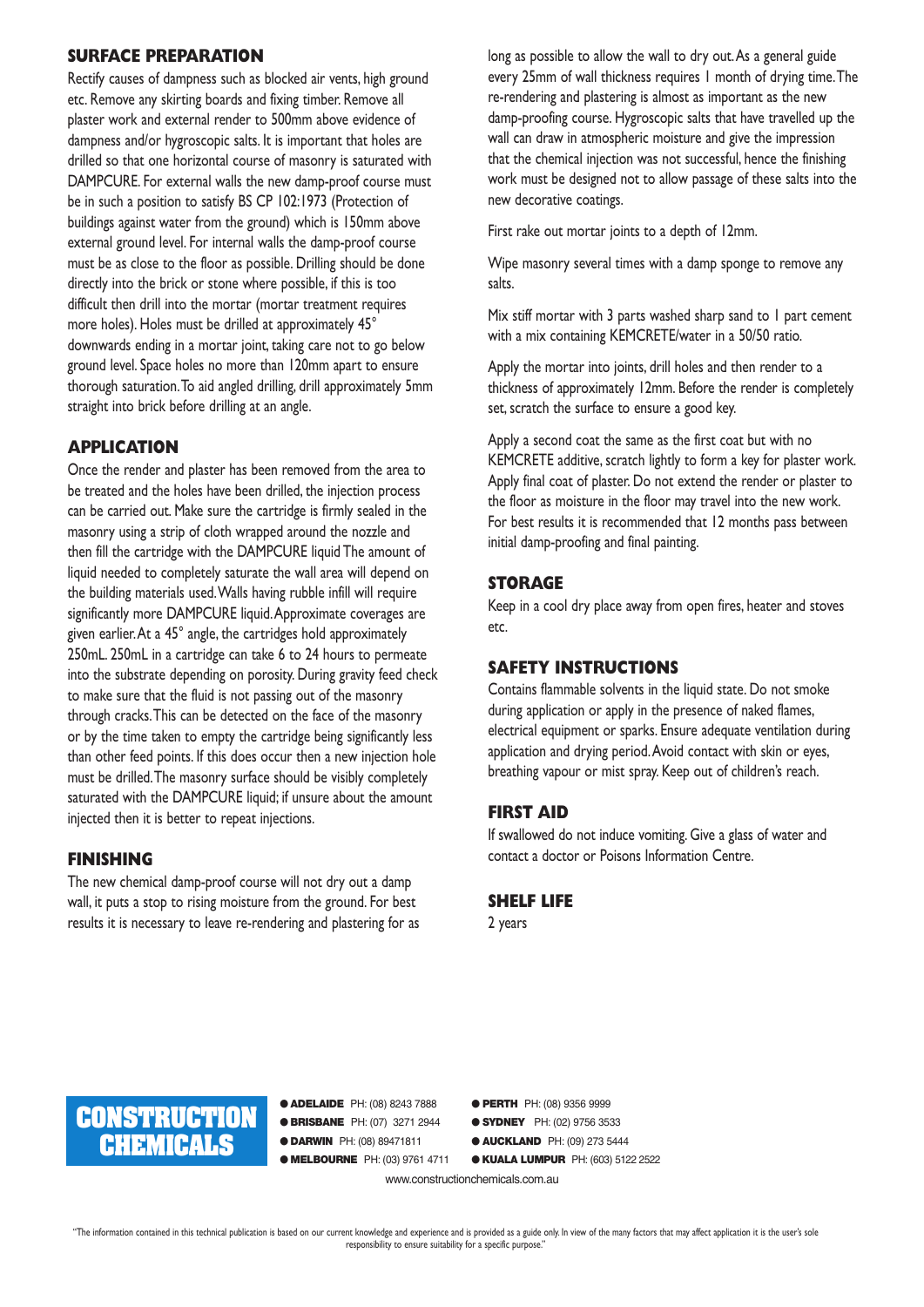## SURFACE PREPARATION

Rectify causes of dampness such as blocked air vents, high ground etc. Remove any skirting boards and fixing timber. Remove all plaster work and external render to 500mm above evidence of dampness and/or hygroscopic salts. It is important that holes are drilled so that one horizontal course of masonry is saturated with DAMPCURE. For external walls the new damp-proof course must be in such a position to satisfy BS CP 102:1973 (Protection of buildings against water from the ground) which is 150mm above external ground level. For internal walls the damp-proof course must be as close to the floor as possible. Drilling should be done directly into the brick or stone where possible, if this is too difficult then drill into the mortar (mortar treatment requires more holes). Holes must be drilled at approximately 45° downwards ending in a mortar joint, taking care not to go below ground level. Space holes no more than 120mm apart to ensure thorough saturation. To aid angled drilling, drill approximately 5mm straight into brick before drilling at an angle.

## APPLICATION

Once the render and plaster has been removed from the area to be treated and the holes have been drilled, the injection process can be carried out. Make sure the cartridge is firmly sealed in the masonry using a strip of cloth wrapped around the nozzle and then fill the cartridge with the DAMPCURE liquid The amount of liquid needed to completely saturate the wall area will depend on the building materials used. Walls having rubble infill will require significantly more DAMPCURE liquid. Approximate coverages are given earlier. At a 45° angle, the cartridges hold approximately 250mL. 250mL in a cartridge can take 6 to 24 hours to permeate into the substrate depending on porosity. During gravity feed check to make sure that the fluid is not passing out of the masonry through cracks. This can be detected on the face of the masonry or by the time taken to empty the cartridge being significantly less than other feed points. If this does occur then a new injection hole must be drilled. The masonry surface should be visibly completely saturated with the DAMPCURE liquid; if unsure about the amount injected then it is better to repeat injections.

## FINISHING

The new chemical damp-proof course will not dry out a damp wall, it puts a stop to rising moisture from the ground. For best results it is necessary to leave re-rendering and plastering for as long as possible to allow the wall to dry out. As a general guide every 25mm of wall thickness requires 1 month of drying time. The re-rendering and plastering is almost as important as the new damp-proofing course. Hygroscopic salts that have travelled up the wall can draw in atmospheric moisture and give the impression that the chemical injection was not successful, hence the finishing work must be designed not to allow passage of these salts into the new decorative coatings.

First rake out mortar joints to a depth of 12mm.

Wipe masonry several times with a damp sponge to remove any salts.

Mix stiff mortar with 3 parts washed sharp sand to 1 part cement with a mix containing KEMCRETE/water in a 50/50 ratio.

Apply the mortar into joints, drill holes and then render to a thickness of approximately 12mm. Before the render is completely set, scratch the surface to ensure a good key.

Apply a second coat the same as the first coat but with no KEMCRETE additive, scratch lightly to form a key for plaster work. Apply final coat of plaster. Do not extend the render or plaster to the floor as moisture in the floor may travel into the new work. For best results it is recommended that 12 months pass between initial damp-proofing and final painting.

## STORAGE

Keep in a cool dry place away from open fires, heater and stoves etc.

## SAFETY INSTRUCTIONS

Contains flammable solvents in the liquid state. Do not smoke during application or apply in the presence of naked flames, electrical equipment or sparks. Ensure adequate ventilation during application and drying period. Avoid contact with skin or eyes, breathing vapour or mist spray. Keep out of children's reach.

## FIRST AID

If swallowed do not induce vomiting. Give a glass of water and contact a doctor or Poisons Information Centre.

## SHELF LIFE

2 years

**CONSTRUCTION CHEMICALS**

- **ADELAIDE** PH: (08) 8243 7888
- **BRISBANE** PH: (07) 3271 2944
- **DARWIN** PH: (08) 89471811
- **MELBOURNE** PH: (03) 9761 4711
- **PERTH** PH: (08) 9356 9999
- **SYDNEY** PH: (02) 9756 3533
- **AUCKLAND** PH: (09) 273 5444
- **KUALA LUMPUR** PH: (603) 5122 2522

www.constructionchemicals.com.au

"The information contained in this technical publication is based on our current knowledge and experience and is provided as a guide only. In view of the many factors that may affect application it is the user's sole responsibility to ensure suitability for a specific purpose."